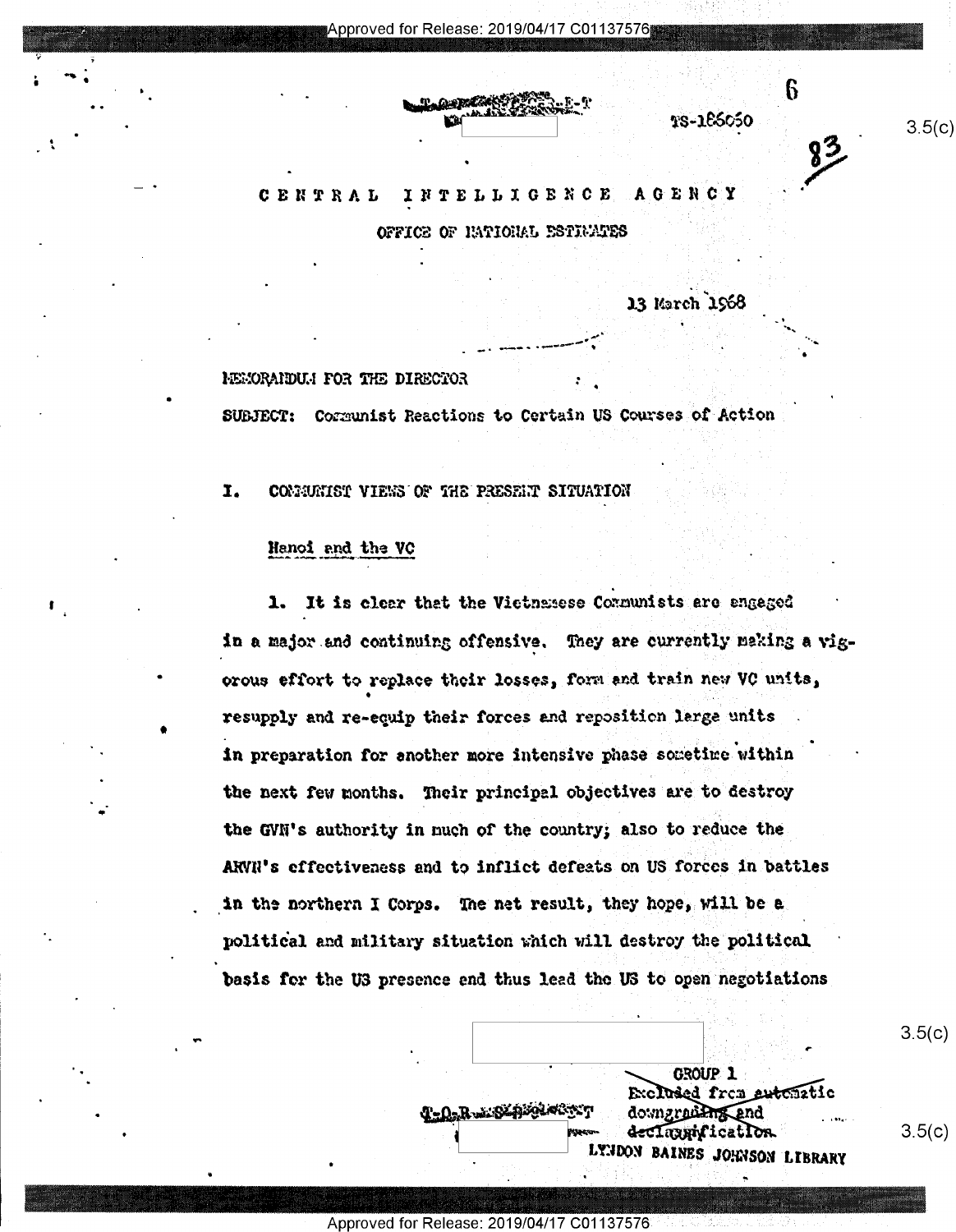TS-186050

# CENTRAL INTELLIGENCE AGENCY

## OFFICE OF NATIONAL ESTIMATES

13 March 1968

MEMORANDUM FOR THE DIRECTOR

SUBJECT: Communist Reactions to Certain US Courses of Action

## I. COMMUNIST VIEWS OF THE PRESENT SITUATION

### Hanoi and the VC

1. It is clear that the Vietnamese Communists are engaged in a major and continuing offensive. They are currently making a vigorous effort to replace their losses, form and train new VC units, resupply and re-equip their forces and reposition large units in preparation for another more intensive phase sometime within the next few months. Their principal objectives are to destroy the GVN's authority in much of the country; also to reduce the ARVN's effectiveness and to inflict defeats on US forces in battles in the northern I Corps. The net result, they hope, will be a political and military situation which will destroy the political basis for the US presence and thus lead the US to open negotiations

GROUP 1
Excluded from automatic downgrading and declassification.

LYNDON BAINES JOHNSON LIBRARY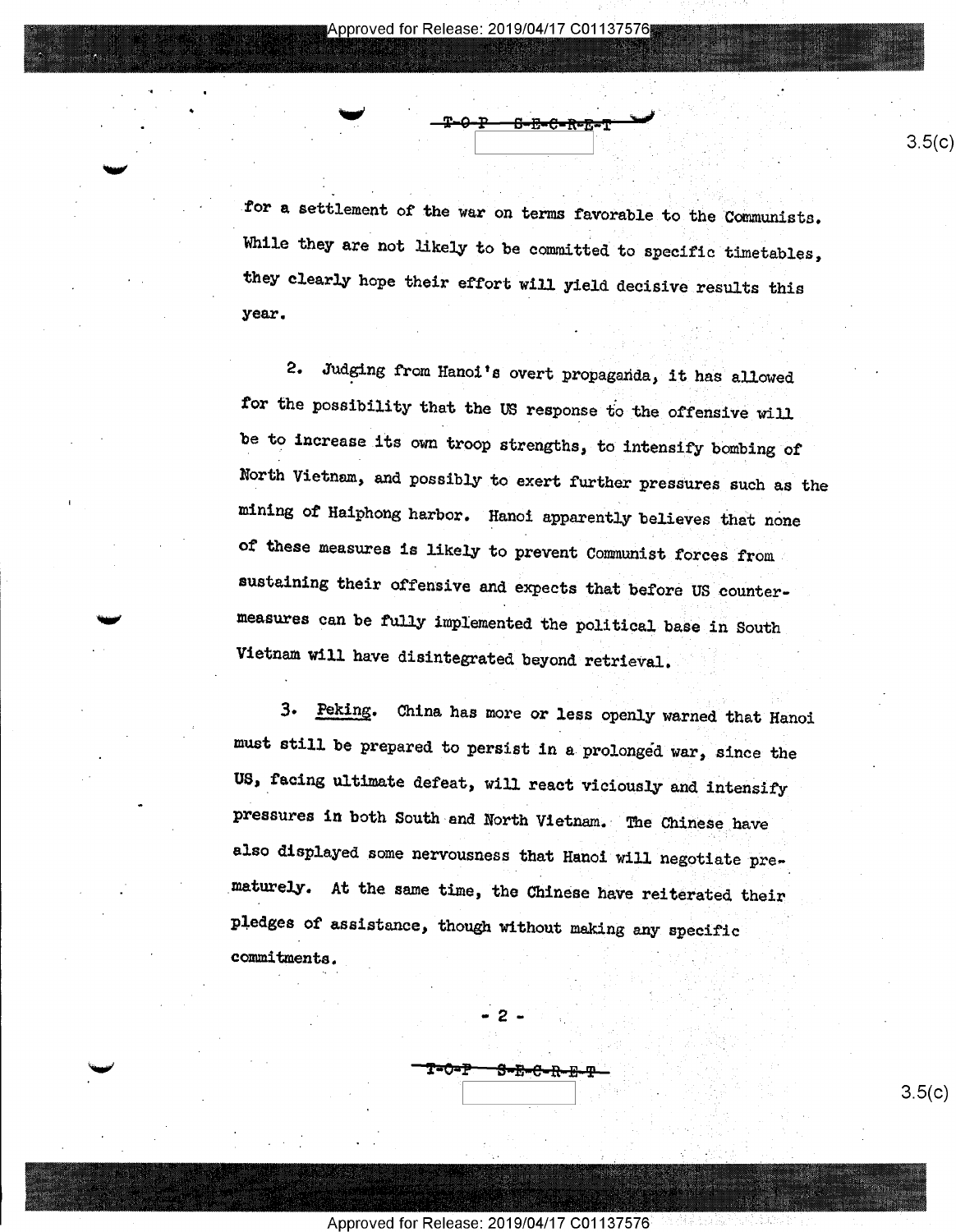for a settlement of the war on terms favorable to the Communists. While they are not likely to be committed to specific timetables, they clearly hope their effort will yield decisive results this year.

2. Judging from Hanoi's overt propaganda, it has allowed for the possibility that the US response to the offensive will be to increase its own troop strengths, to intensify bombing of North Vietnam, and possibly to exert further pressures such as the mining of Haiphong harbor. Hanoi apparently believes that none of these measures is likely to prevent Communist forces from sustaining their offensive and expects that before US counter-measures can be fully implemented the political base in South Vietnam will have disintegrated beyond retrieval.

3. Peking. China has more or less openly warned that Hanoi must still be prepared to persist in a prolonged war, since the US, facing ultimate defeat, will react viciously and intensify pressures in both South and North Vietnam. The Chinese have also displayed some nervousness that Hanoi will negotiate prematurely. At the same time, the Chinese have reiterated their pledges of assistance, though without making any specific commitments.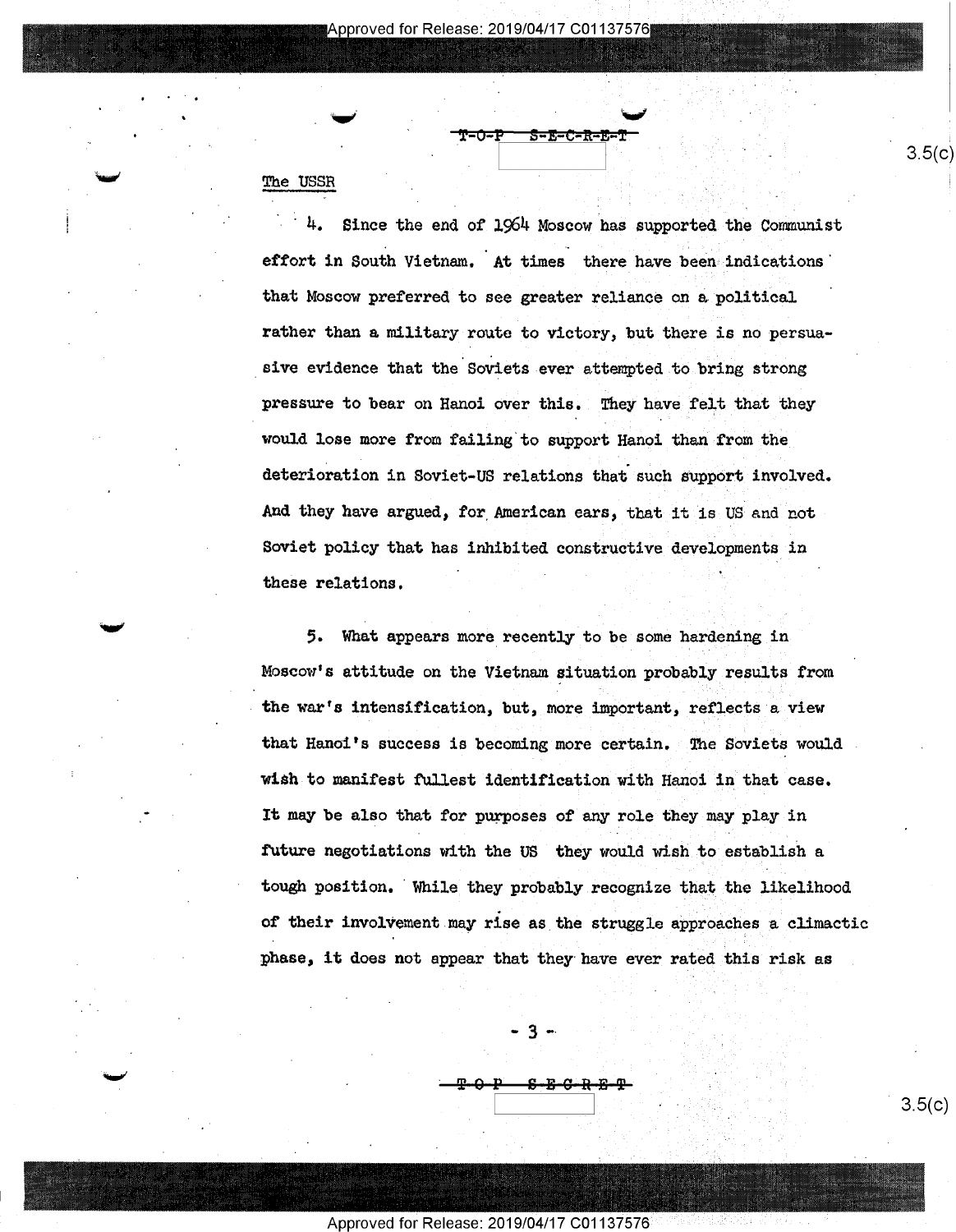## The USSR

4. Since the end of 1964 Moscow has supported the Communist effort in South Vietnam. At times there have been indications that Moscow preferred to see greater reliance on a political rather than a military route to victory, but there is no persuasive evidence that the Soviets ever attempted to bring strong pressure to bear on Hanoi over this. They have felt that they would lose more from failing to support Hanoi than from the deterioration in Soviet-US relations that such support involved. And they have argued, for American ears, that it is US and not Soviet policy that has inhibited constructive developments in these relations.

5. What appears more recently to be some hardening in Moscow's attitude on the Vietnam situation probably results from the war's intensification, but, more important, reflects a view that Hanoi's success is becoming more certain. The Soviets would wish to manifest fullest identification with Hanoi in that case. It may be also that for purposes of any role they may play in future negotiations with the US they would wish to establish a tough position. While they probably recognize that the likelihood of their involvement may rise as the struggle approaches a climactic phase, it does not appear that they have ever rated this risk as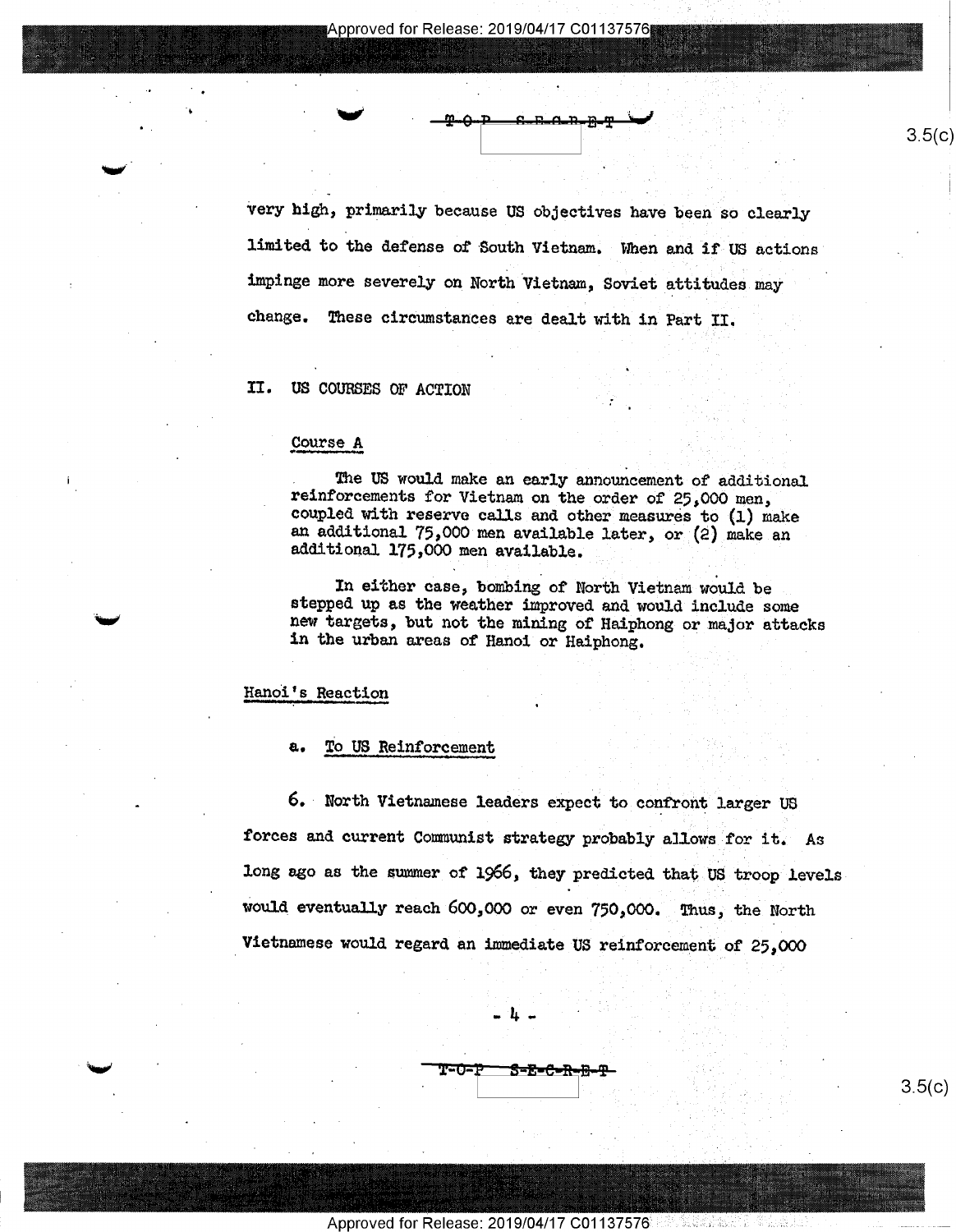very high, primarily because US objectives have been so clearly limited to the defense of South Vietnam. When and if US actions impinge more severely on North Vietnam, Soviet attitudes may change. These circumstances are dealt with in Part II.

## II. US COURSES OF ACTION

### Course A

The US would make an early announcement of additional reinforcements for Vietnam on the order of 25,000 men, coupled with reserve calls and other measures to (1) make an additional 75,000 men available later, or (2) make an additional 175,000 men available.

In either case, bombing of North Vietnam would be stepped up as the weather improved and would include some new targets, but not the mining of Haiphong or major attacks in the urban areas of Hanoi or Haiphong.

### Hanoi's Reaction

#### a. To US Reinforcement

6. North Vietnamese leaders expect to confront larger US forces and current Communist strategy probably allows for it. As long ago as the summer of 1966, they predicted that US troop levels would eventually reach 600,000 or even 750,000. Thus, the North Vietnamese would regard an immediate US reinforcement of 25,000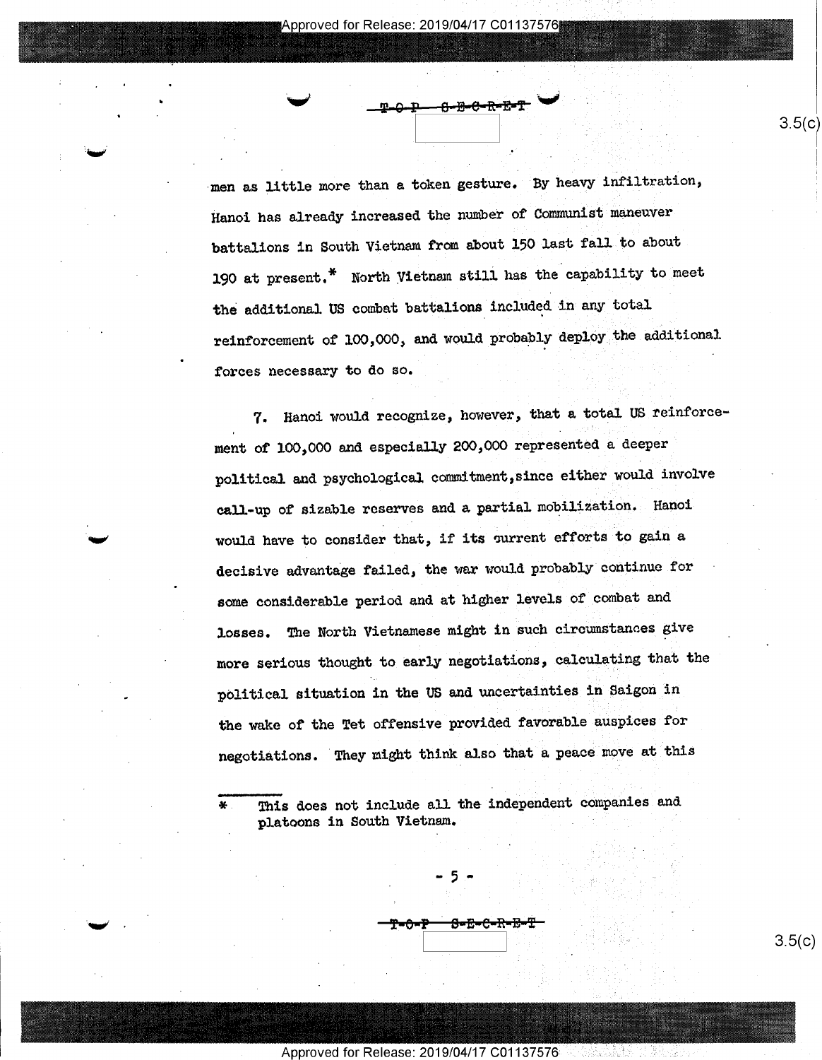men as little more than a token gesture. By heavy infiltration, Hanoi has already increased the number of Communist maneuver battalions in South Vietnam from about 150 last fall to about 190 at present.* North Vietnam still has the capability to meet the additional US combat battalions included in any total reinforcement of 100,000, and would probably deploy the additional forces necessary to do so.

7. Hanoi would recognize, however, that a total US reinforcement of 100,000 and especially 200,000 represented a deeper political and psychological commitment, since either would involve call-up of sizable reserves and a partial mobilization. Hanoi would have to consider that, if its current efforts to gain a decisive advantage failed, the war would probably continue for some considerable period and at higher levels of combat and losses. The North Vietnamese might in such circumstances give more serious thought to early negotiations, calculating that the political situation in the US and uncertainties in Saigon in the wake of the Tet offensive provided favorable auspices for negotiations. They might think also that a peace move at this

---

\* This does not include all the independent companies and platoons in South Vietnam.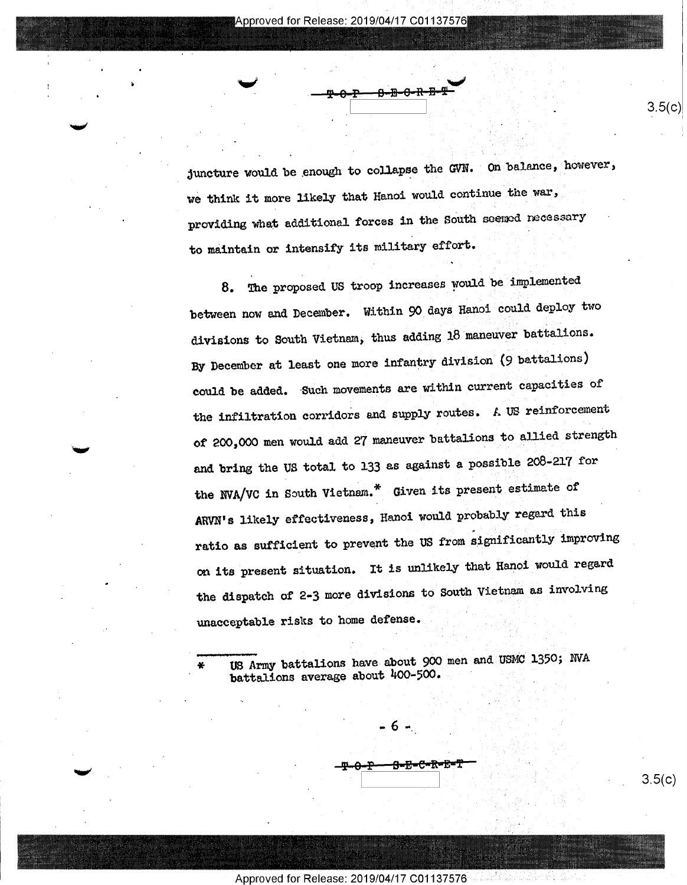juncture would be enough to collapse the GVN. On balance, however, we think it more likely that Hanoi would continue the war, providing what additional forces in the South seemed necessary to maintain or intensify its military effort.

8. The proposed US troop increases would be implemented between now and December. Within 90 days Hanoi could deploy two divisions to South Vietnam, thus adding 18 maneuver battalions. By December at least one more infantry division (9 battalions) could be added. Such movements are within current capacities of the infiltration corridors and supply routes. A US reinforcement of 200,000 men would add 27 maneuver battalions to allied strength and bring the US total to 133 as against a possible 208-217 for the NVA/VC in South Vietnam.* Given its present estimate of ARVN's likely effectiveness, Hanoi would probably regard this ratio as sufficient to prevent the US from significantly improving on its present situation. It is unlikely that Hanoi would regard the dispatch of 2-3 more divisions to South Vietnam as involving unacceptable risks to home defense.

---

\* US Army battalions have about 900 men and USMC 1350; NVA battalions average about 400-500.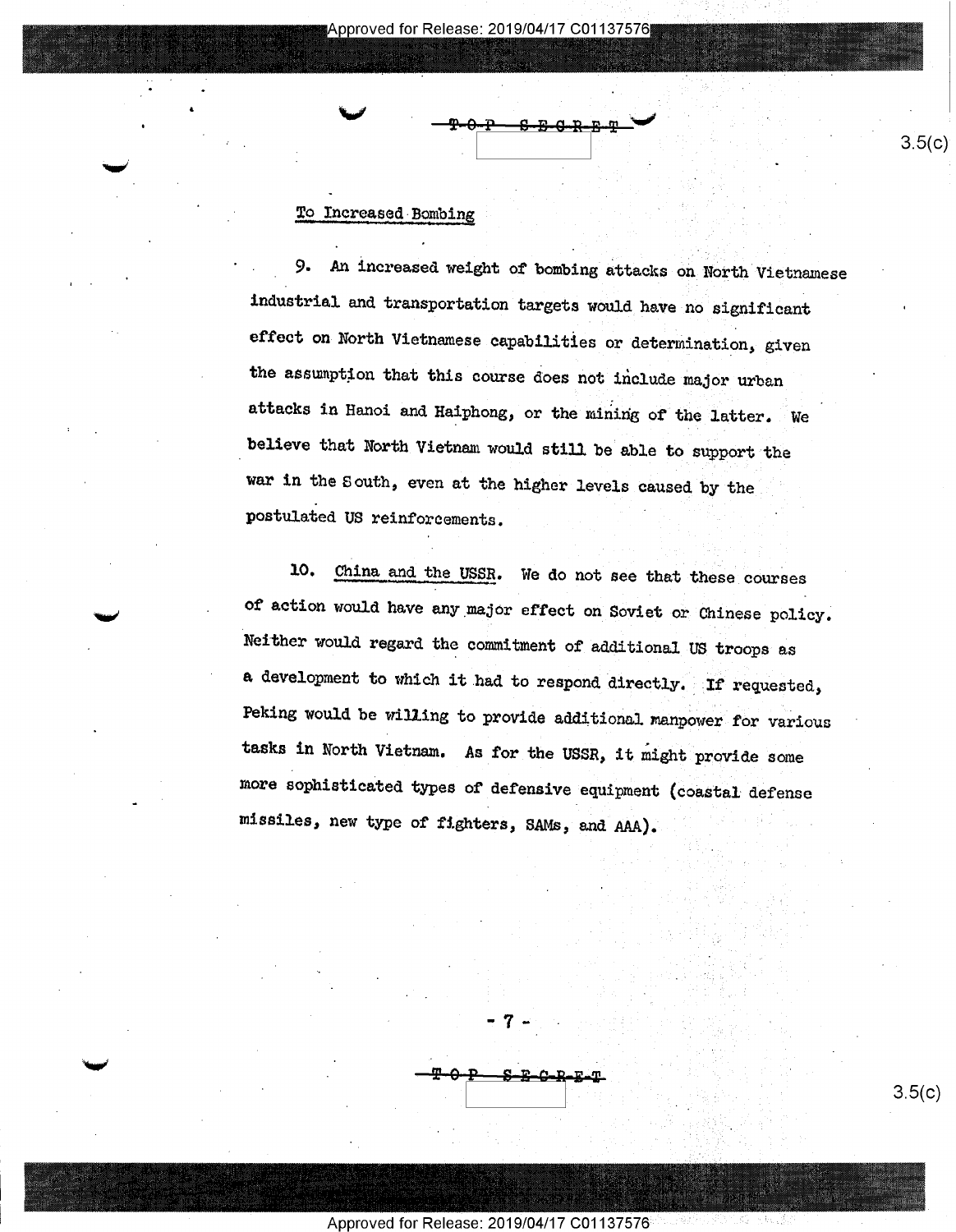To Increased Bombing

9. An increased weight of bombing attacks on North Vietnamese industrial and transportation targets would have no significant effect on North Vietnamese capabilities or determination, given the assumption that this course does not include major urban attacks in Hanoi and Haiphong, or the mining of the latter. We believe that North Vietnam would still be able to support the war in the South, even at the higher levels caused by the postulated US reinforcements.

10. China and the USSR. We do not see that these courses of action would have any major effect on Soviet or Chinese policy. Neither would regard the commitment of additional US troops as a development to which it had to respond directly. If requested, Peking would be willing to provide additional manpower for various tasks in North Vietnam. As for the USSR, it might provide some more sophisticated types of defensive equipment (coastal defense missiles, new type of fighters, SAMs, and AAA).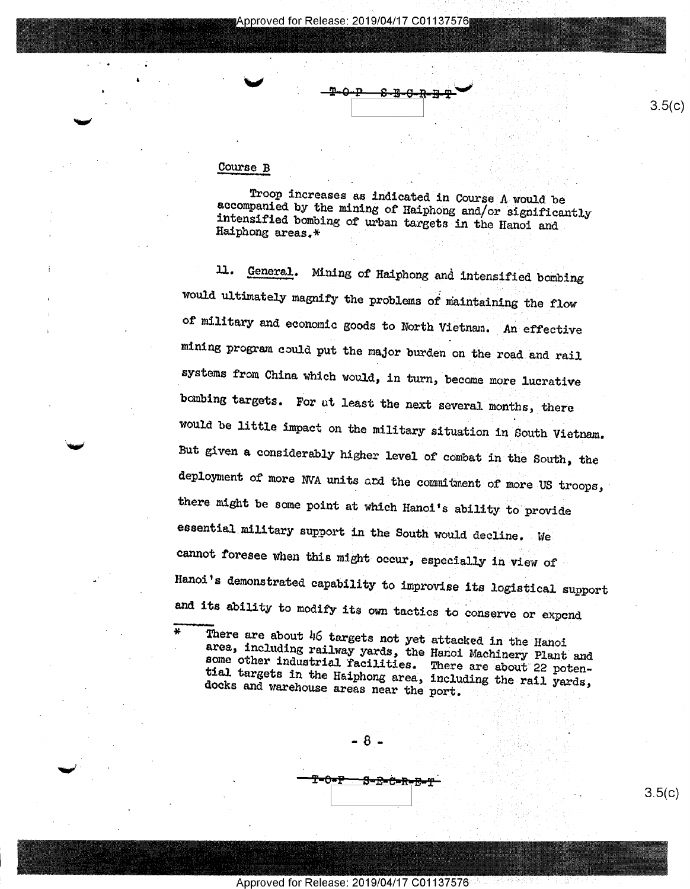Course B

Troop increases as indicated in Course A would be accompanied by the mining of Haiphong and/or significantly intensified bombing of urban targets in the Hanoi and Haiphong areas.*

11. General. Mining of Haiphong and intensified bombing would ultimately magnify the problems of maintaining the flow of military and economic goods to North Vietnam. An effective mining program could put the major burden on the road and rail systems from China which would, in turn, become more lucrative bombing targets. For at least the next several months, there would be little impact on the military situation in South Vietnam. But given a considerably higher level of combat in the South, the deployment of more NVA units and the commitment of more US troops, there might be some point at which Hanoi's ability to provide essential military support in the South would decline. We cannot foresee when this might occur, especially in view of Hanoi's demonstrated capability to improvise its logistical support and its ability to modify its own tactics to conserve or expend

\* There are about 46 targets not yet attacked in the Hanoi area, including railway yards, the Hanoi Machinery Plant and some other industrial facilities. There are about 22 potential targets in the Haiphong area, including the rail yards, docks and warehouse areas near the port.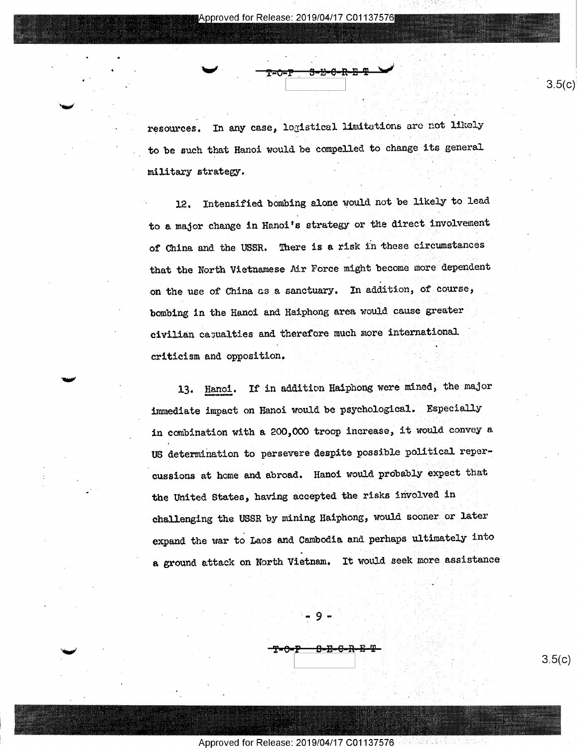resources. In any case, logistical limitations are not likely to be such that Hanoi would be compelled to change its general military strategy.

12. Intensified bombing alone would not be likely to lead to a major change in Hanoi's strategy or the direct involvement of China and the USSR. There is a risk in these circumstances that the North Vietnamese Air Force might become more dependent on the use of China as a sanctuary. In addition, of course, bombing in the Hanoi and Haiphong area would cause greater civilian casualties and therefore much more international criticism and opposition.

13. Hanoi. If in addition Haiphong were mined, the major immediate impact on Hanoi would be psychological. Especially in combination with a 200,000 troop increase, it would convey a US determination to persevere despite possible political repercussions at home and abroad. Hanoi would probably expect that the United States, having accepted the risks involved in challenging the USSR by mining Haiphong, would sooner or later expand the war to Laos and Cambodia and perhaps ultimately into a ground attack on North Vietnam. It would seek more assistance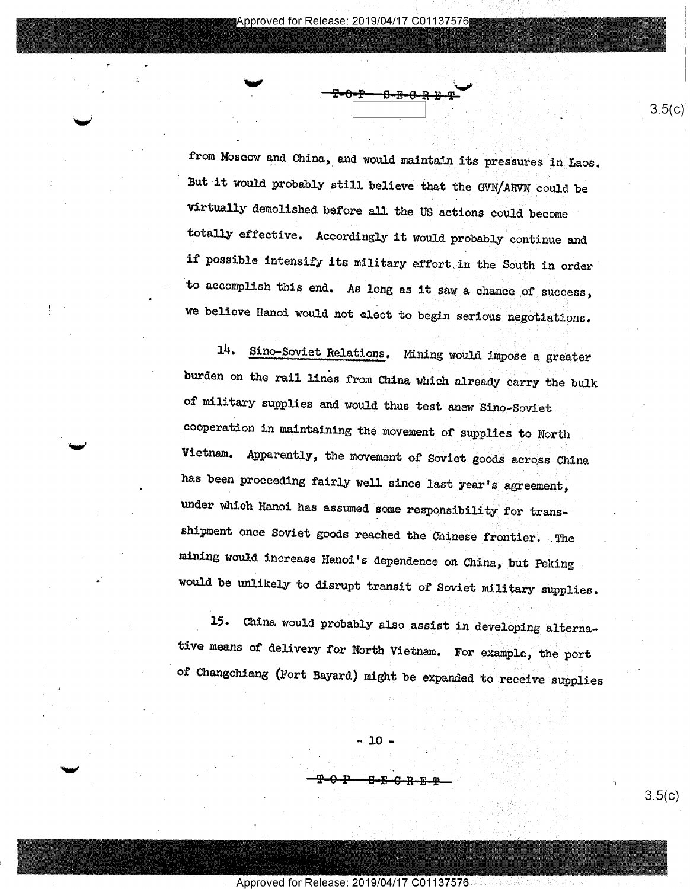from Moscow and China, and would maintain its pressures in Laos. But it would probably still believe that the GVN/ARVN could be virtually demolished before all the US actions could become totally effective. Accordingly it would probably continue and if possible intensify its military effort in the South in order to accomplish this end. As long as it saw a chance of success, we believe Hanoi would not elect to begin serious negotiations.

14. Sino-Soviet Relations. Mining would impose a greater burden on the rail lines from China which already carry the bulk of military supplies and would thus test anew Sino-Soviet cooperation in maintaining the movement of supplies to North Vietnam. Apparently, the movement of Soviet goods across China has been proceeding fairly well since last year's agreement, under which Hanoi has assumed some responsibility for transshipment once Soviet goods reached the Chinese frontier. The mining would increase Hanoi's dependence on China, but Peking would be unlikely to disrupt transit of Soviet military supplies.

15. China would probably also assist in developing alternative means of delivery for North Vietnam. For example, the port of Changchiang (Fort Bayard) might be expanded to receive supplies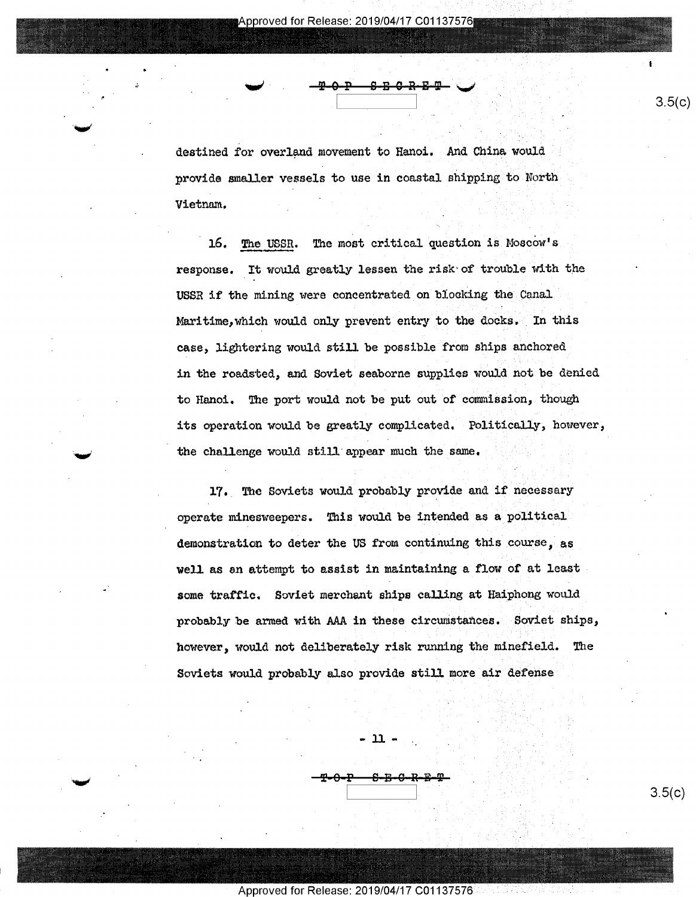destined for overland movement to Hanoi. And China would provide smaller vessels to use in coastal shipping to North Vietnam.

16. The USSR. The most critical question is Moscow's response. It would greatly lessen the risk of trouble with the USSR if the mining were concentrated on blocking the Canal Maritime,which would only prevent entry to the docks. In this case, lightering would still be possible from ships anchored in the roadsted, and Soviet seaborne supplies would not be denied to Hanoi. The port would not be put out of commission, though its operation would be greatly complicated. Politically, however, the challenge would still appear much the same.

17. The Soviets would probably provide and if necessary operate minesweepers. This would be intended as a political demonstration to deter the US from continuing this course, as well as an attempt to assist in maintaining a flow of at least some traffic. Soviet merchant ships calling at Haiphong would probably be armed with AAA in these circumstances. Soviet ships, however, would not deliberately risk running the minefield. The Soviets would probably also provide still more air defense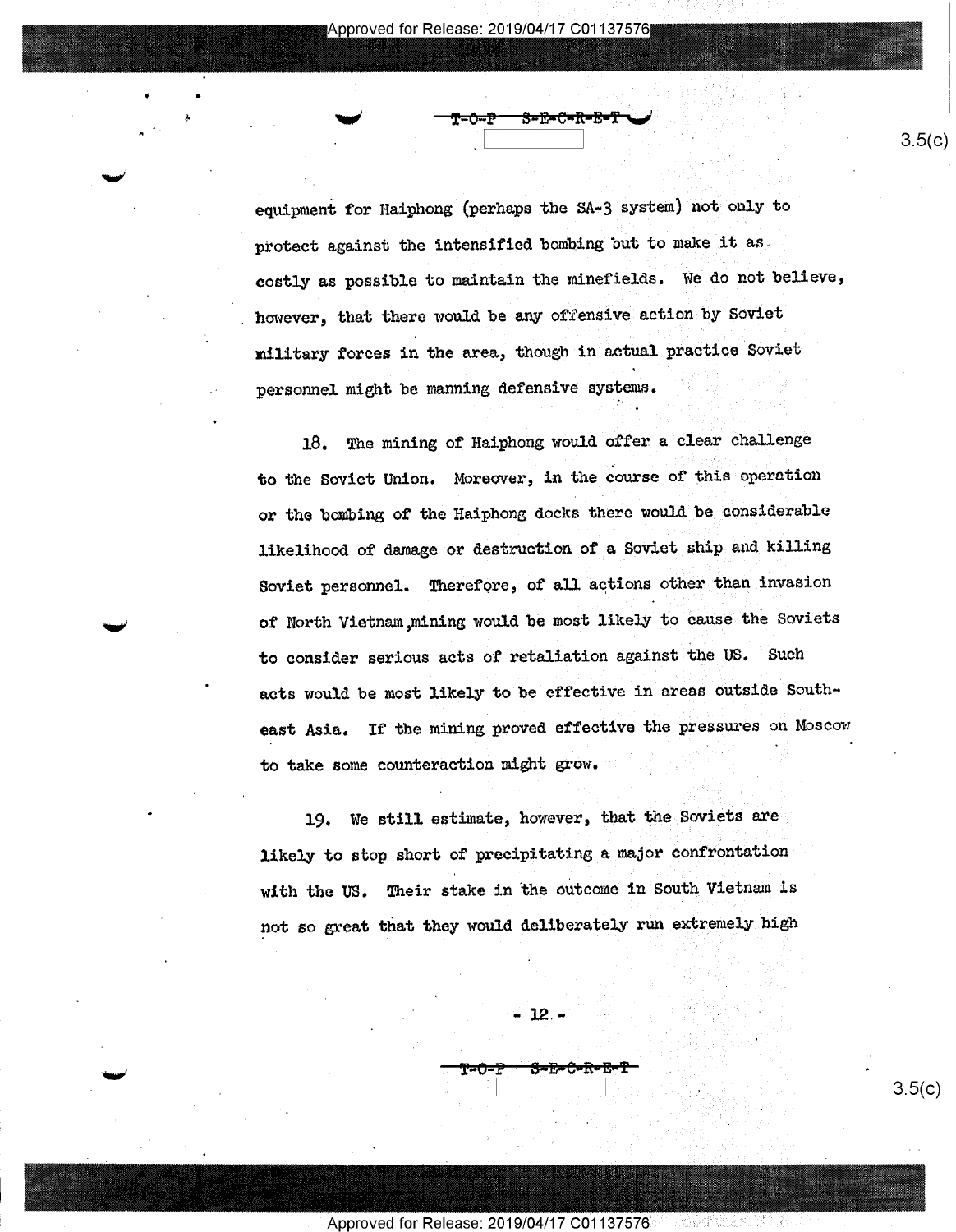equipment for Haiphong (perhaps the SA-3 system) not only to protect against the intensified bombing but to make it as costly as possible to maintain the minefields. We do not believe, however, that there would be any offensive action by Soviet military forces in the area, though in actual practice Soviet personnel might be manning defensive systems.

18. The mining of Haiphong would offer a clear challenge to the Soviet Union. Moreover, in the course of this operation or the bombing of the Haiphong docks there would be considerable likelihood of damage or destruction of a Soviet ship and killing Soviet personnel. Therefore, of all actions other than invasion of North Vietnam, mining would be most likely to cause the Soviets to consider serious acts of retaliation against the US. Such acts would be most likely to be effective in areas outside Southeast Asia. If the mining proved effective the pressures on Moscow to take some counteraction might grow.

19. We still estimate, however, that the Soviets are likely to stop short of precipitating a major confrontation with the US. Their stake in the outcome in South Vietnam is not so great that they would deliberately run extremely high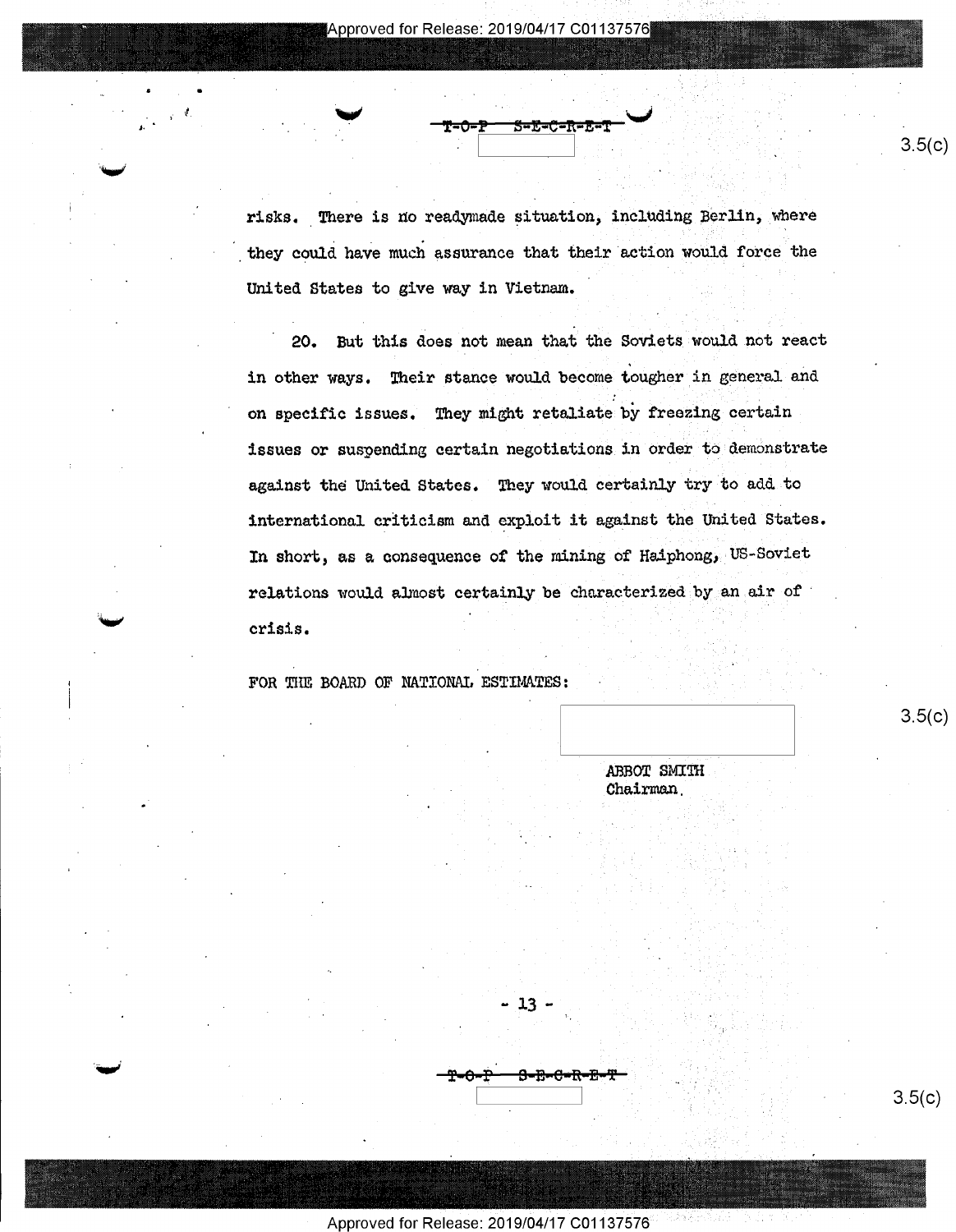risks. There is no readymade situation, including Berlin, where they could have much assurance that their action would force the United States to give way in Vietnam.

20. But this does not mean that the Soviets would not react in other ways. Their stance would become tougher in general and on specific issues. They might retaliate by freezing certain issues or suspending certain negotiations in order to demonstrate against the United States. They would certainly try to add to international criticism and exploit it against the United States. In short, as a consequence of the mining of Haiphong, US-Soviet relations would almost certainly be characterized by an air of crisis.

FOR THE BOARD OF NATIONAL ESTIMATES:

ABBOT SMITH
Chairman